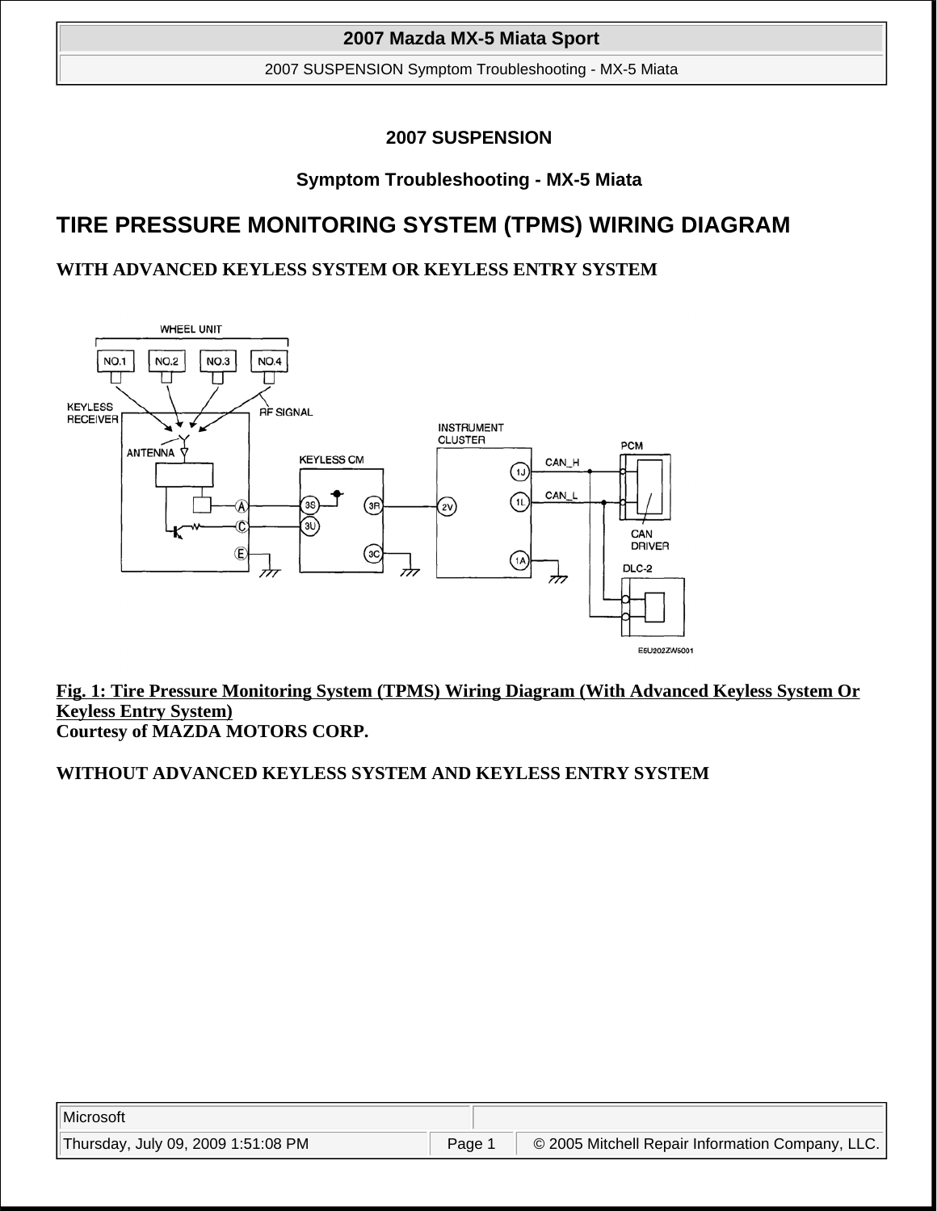# 2007 SUSPENSION

## Symptom Troubleshooting - MX-5 Miata

## TIRE PRESSURE MONITORING SYSTEM (TPMS) WIRING DIAGRAM

### WITH ADVANCED KEYLESS SYSTEM OR KEYLESS ENTRY SYSTEM

**Fig. 1: Tire Pressure Monitoring System (TPMS) Wiring Diagram (With Advanced Keyless System Or Keyless Entry System)**
**Courtesy of MAZDA MOTORS CORP.**

### WITHOUT ADVANCED KEYLESS SYSTEM AND KEYLESS ENTRY SYSTEM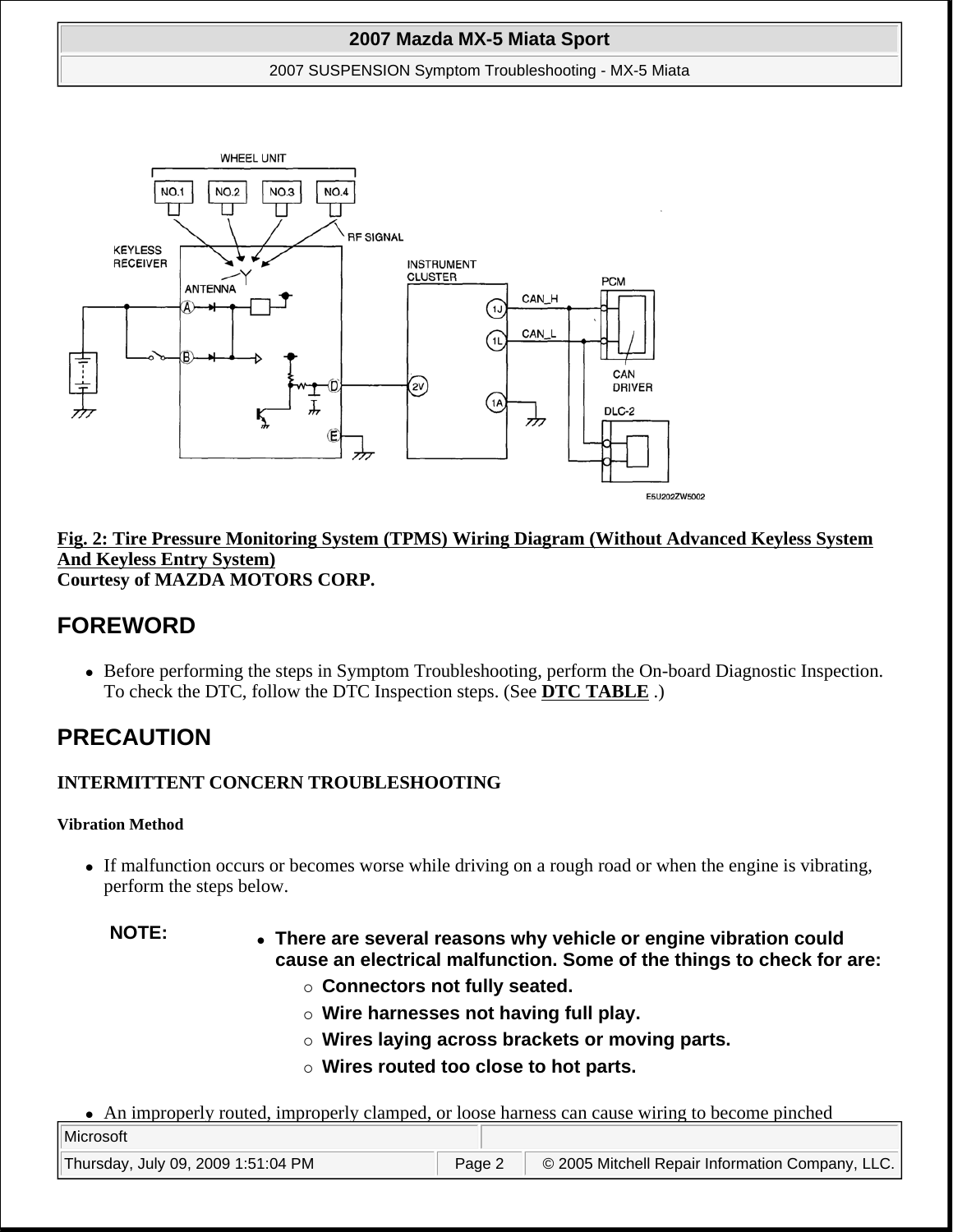**Fig. 2: Tire Pressure Monitoring System (TPMS) Wiring Diagram (Without Advanced Keyless System And Keyless Entry System)**
**Courtesy of MAZDA MOTORS CORP.**

## FOREWORD

- Before performing the steps in Symptom Troubleshooting, perform the On-board Diagnostic Inspection. To check the DTC, follow the DTC Inspection steps. (See **DTC TABLE** .)

## PRECAUTION

### INTERMITTENT CONCERN TROUBLESHOOTING

#### Vibration Method

- If malfunction occurs or becomes worse while driving on a rough road or when the engine is vibrating, perform the steps below.

**NOTE:**

- **There are several reasons why vehicle or engine vibration could cause an electrical malfunction. Some of the things to check for are:**
  - **Connectors not fully seated.**
  - **Wire harnesses not having full play.**
  - **Wires laying across brackets or moving parts.**
  - **Wires routed too close to hot parts.**

- An improperly routed, improperly clamped, or loose harness can cause wiring to become pinched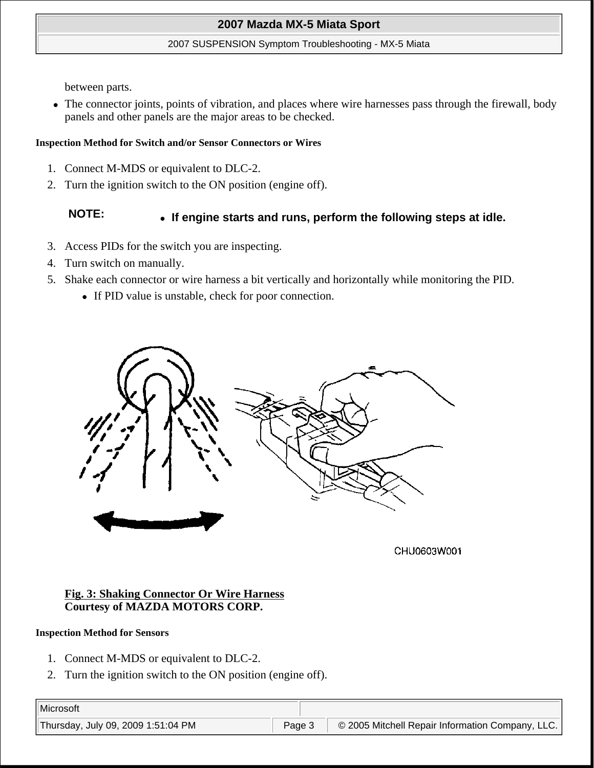between parts.

- The connector joints, points of vibration, and places where wire harnesses pass through the firewall, body panels and other panels are the major areas to be checked.

**Inspection Method for Switch and/or Sensor Connectors or Wires**

1. Connect M-MDS or equivalent to DLC-2.
2. Turn the ignition switch to the ON position (engine off).

**NOTE:**
- **If engine starts and runs, perform the following steps at idle.**

3. Access PIDs for the switch you are inspecting.
4. Turn switch on manually.
5. Shake each connector or wire harness a bit vertically and horizontally while monitoring the PID.
   - If PID value is unstable, check for poor connection.

CHU0603W001

**Fig. 3: Shaking Connector Or Wire Harness**
**Courtesy of MAZDA MOTORS CORP.**

**Inspection Method for Sensors**

1. Connect M-MDS or equivalent to DLC-2.
2. Turn the ignition switch to the ON position (engine off).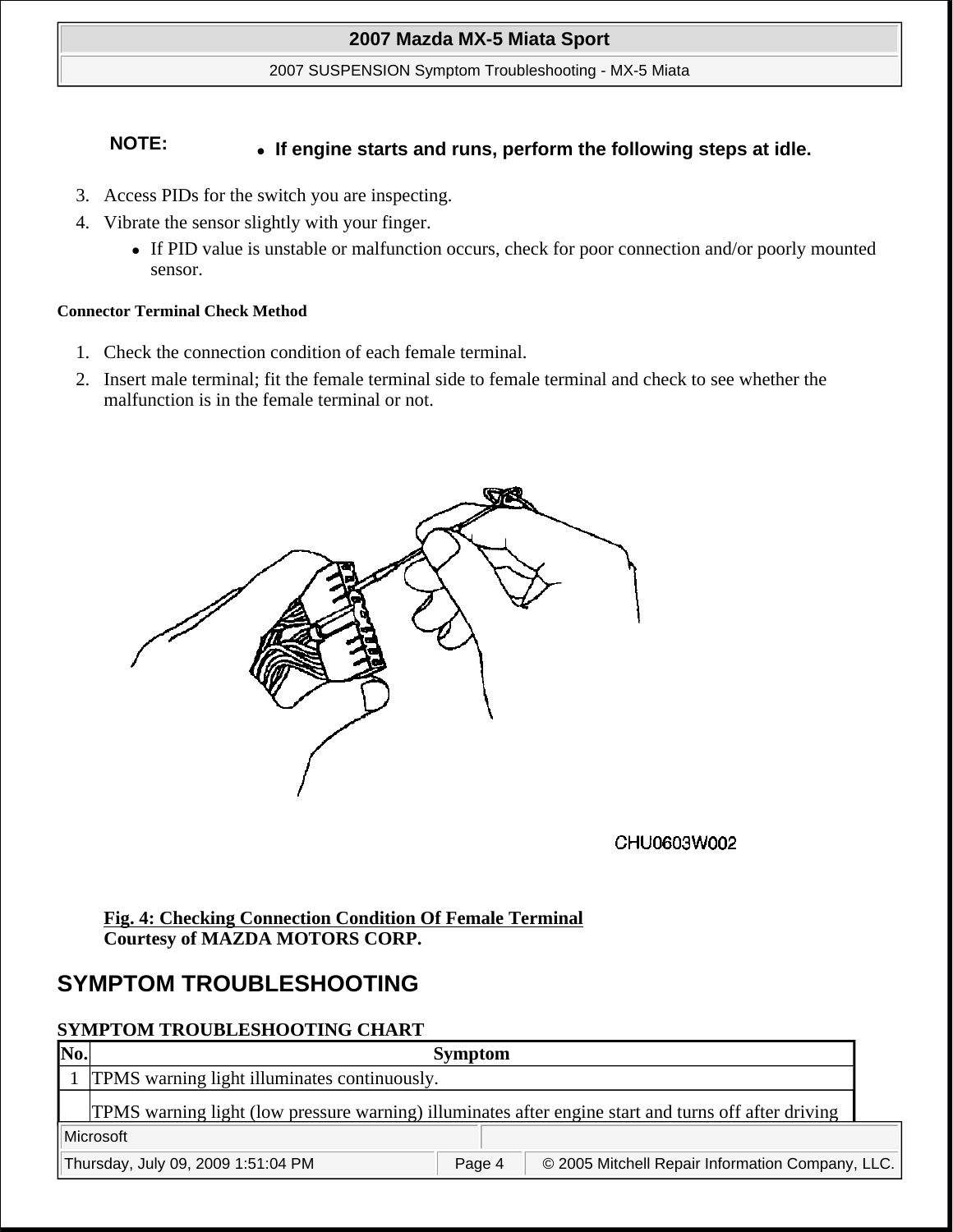**NOTE:**

- **If engine starts and runs, perform the following steps at idle.**

3. Access PIDs for the switch you are inspecting.
4. Vibrate the sensor slightly with your finger.
   - If PID value is unstable or malfunction occurs, check for poor connection and/or poorly mounted sensor.

**Connector Terminal Check Method**

1. Check the connection condition of each female terminal.
2. Insert male terminal; fit the female terminal side to female terminal and check to see whether the malfunction is in the female terminal or not.

CHU0603W002

**Fig. 4: Checking Connection Condition Of Female Terminal**
**Courtesy of MAZDA MOTORS CORP.**

## SYMPTOM TROUBLESHOOTING

**SYMPTOM TROUBLESHOOTING CHART**

| No. | Symptom |
| --- | --- |
| 1 | TPMS warning light illuminates continuously. |
| | TPMS warning light (low pressure warning) illuminates after engine start and turns off after driving |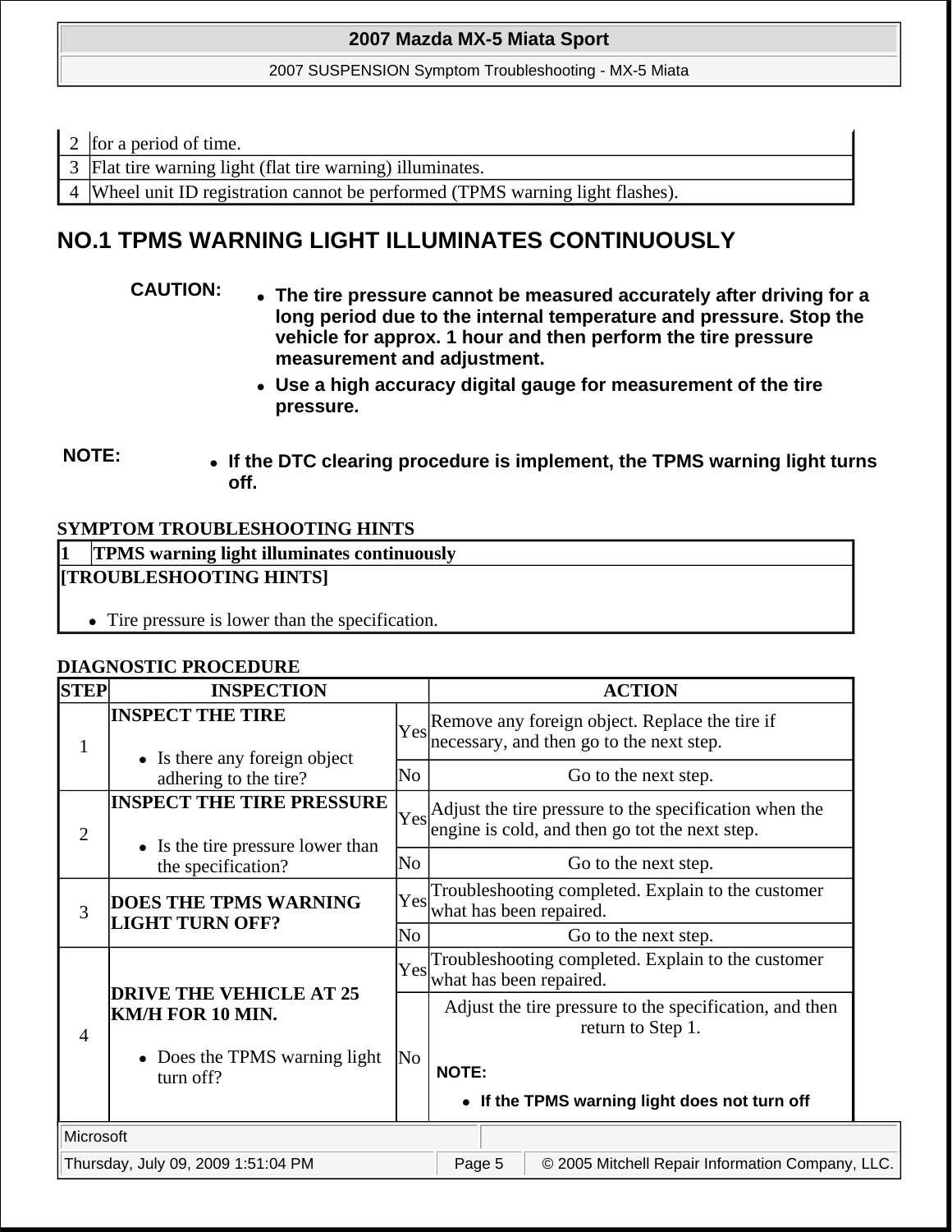| 2 | for a period of time. |
|---|---|
| 3 | Flat tire warning light (flat tire warning) illuminates. |
| 4 | Wheel unit ID registration cannot be performed (TPMS warning light flashes). |

## NO.1 TPMS WARNING LIGHT ILLUMINATES CONTINUOUSLY

**CAUTION:**

- **The tire pressure cannot be measured accurately after driving for a long period due to the internal temperature and pressure. Stop the vehicle for approx. 1 hour and then perform the tire pressure measurement and adjustment.**
- **Use a high accuracy digital gauge for measurement of the tire pressure.**

**NOTE:**

- **If the DTC clearing procedure is implement, the TPMS warning light turns off.**

**SYMPTOM TROUBLESHOOTING HINTS**

| 1 | TPMS warning light illuminates continuously |
|---|---|
| **[TROUBLESHOOTING HINTS]**<br>• Tire pressure is lower than the specification. | |

**DIAGNOSTIC PROCEDURE**

| STEP | INSPECTION | | ACTION |
|---|---|---|---|
| 1 | **INSPECT THE TIRE**<br>• Is there any foreign object adhering to the tire? | Yes | Remove any foreign object. Replace the tire if necessary, and then go to the next step. |
| | | No | Go to the next step. |
| 2 | **INSPECT THE TIRE PRESSURE**<br>• Is the tire pressure lower than the specification? | Yes | Adjust the tire pressure to the specification when the engine is cold, and then go tot the next step. |
| | | No | Go to the next step. |
| 3 | **DOES THE TPMS WARNING LIGHT TURN OFF?** | Yes | Troubleshooting completed. Explain to the customer what has been repaired. |
| | | No | Go to the next step. |
| 4 | **DRIVE THE VEHICLE AT 25 KM/H FOR 10 MIN.**<br>• Does the TPMS warning light turn off? | Yes | Troubleshooting completed. Explain to the customer what has been repaired. |
| | | No | Adjust the tire pressure to the specification, and then return to Step 1.<br>**NOTE:**<br>• **If the TPMS warning light does not turn off** |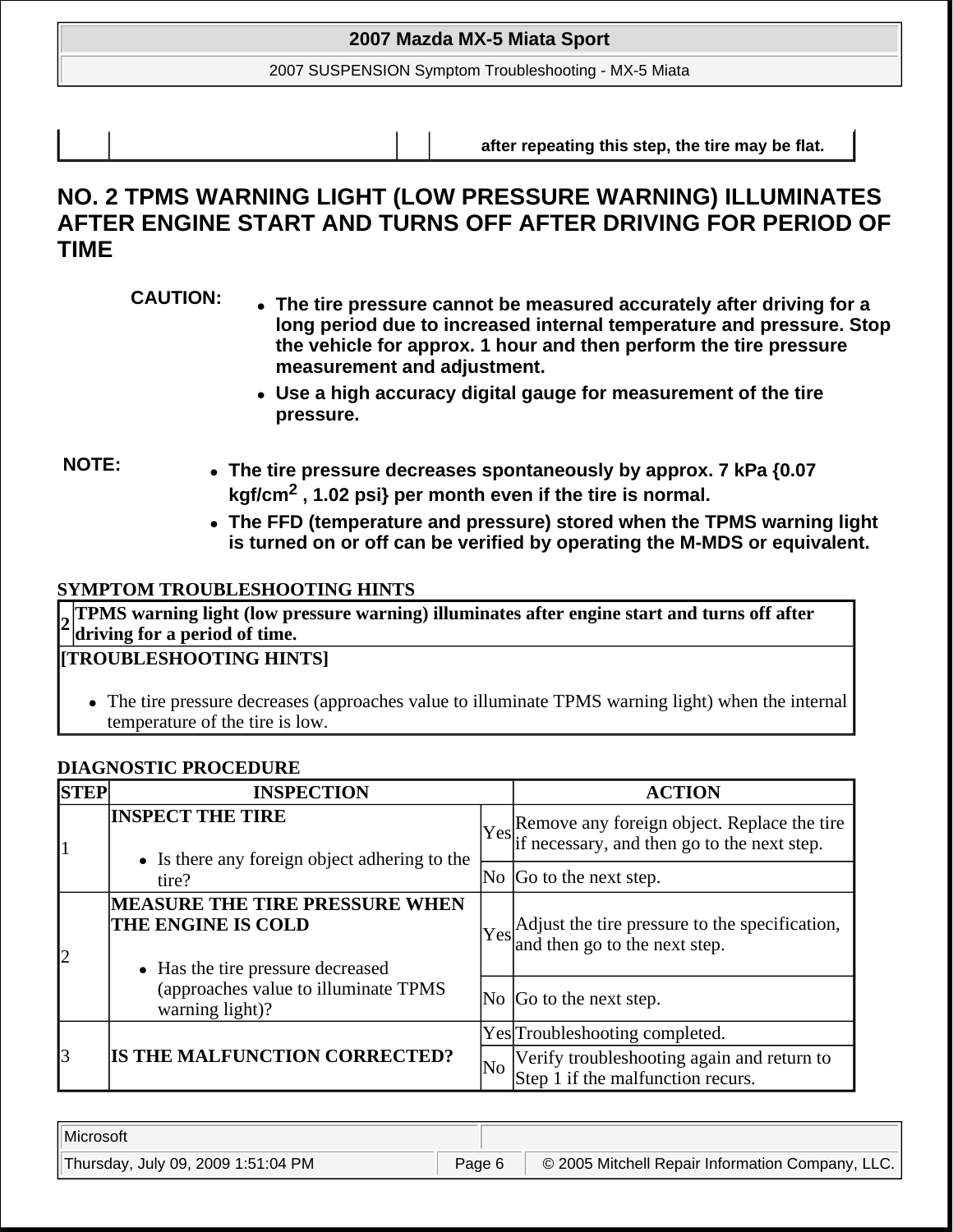| | | | after repeating this step, the tire may be flat. |
|---|---|---|---|

## NO. 2 TPMS WARNING LIGHT (LOW PRESSURE WARNING) ILLUMINATES AFTER ENGINE START AND TURNS OFF AFTER DRIVING FOR PERIOD OF TIME

**CAUTION:**

- **The tire pressure cannot be measured accurately after driving for a long period due to increased internal temperature and pressure. Stop the vehicle for approx. 1 hour and then perform the tire pressure measurement and adjustment.**
- **Use a high accuracy digital gauge for measurement of the tire pressure.**

**NOTE:**

- **The tire pressure decreases spontaneously by approx. 7 kPa {0.07 kgf/cm$^2$ , 1.02 psi} per month even if the tire is normal.**
- **The FFD (temperature and pressure) stored when the TPMS warning light is turned on or off can be verified by operating the M-MDS or equivalent.**

**SYMPTOM TROUBLESHOOTING HINTS**

| 2 | TPMS warning light (low pressure warning) illuminates after engine start and turns off after driving for a period of time. |
|---|---|
| **[TROUBLESHOOTING HINTS]** | |
| • The tire pressure decreases (approaches value to illuminate TPMS warning light) when the internal temperature of the tire is low. | |

**DIAGNOSTIC PROCEDURE**

| STEP | INSPECTION | | ACTION |
|---|---|---|---|
| 1 | **INSPECT THE TIRE** • Is there any foreign object adhering to the tire? | Yes | Remove any foreign object. Replace the tire if necessary, and then go to the next step. |
| | | No | Go to the next step. |
| 2 | **MEASURE THE TIRE PRESSURE WHEN THE ENGINE IS COLD** • Has the tire pressure decreased (approaches value to illuminate TPMS warning light)? | Yes | Adjust the tire pressure to the specification, and then go to the next step. |
| | | No | Go to the next step. |
| 3 | **IS THE MALFUNCTION CORRECTED?** | Yes | Troubleshooting completed. |
| | | No | Verify troubleshooting again and return to Step 1 if the malfunction recurs. |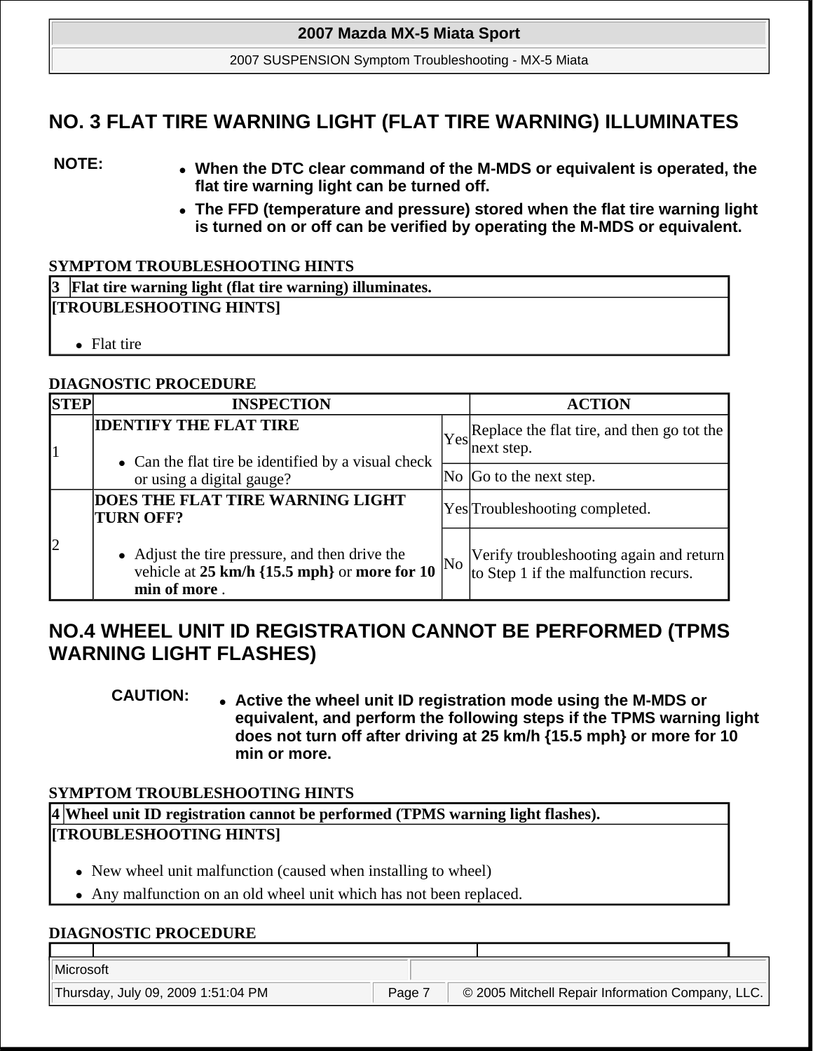## NO. 3 FLAT TIRE WARNING LIGHT (FLAT TIRE WARNING) ILLUMINATES

**NOTE:**

- **When the DTC clear command of the M-MDS or equivalent is operated, the flat tire warning light can be turned off.**
- **The FFD (temperature and pressure) stored when the flat tire warning light is turned on or off can be verified by operating the M-MDS or equivalent.**

**SYMPTOM TROUBLESHOOTING HINTS**

| 3 | Flat tire warning light (flat tire warning) illuminates. |
|---|---|
| **[TROUBLESHOOTING HINTS]** | |
| • Flat tire | |

**DIAGNOSTIC PROCEDURE**

| STEP | INSPECTION | | ACTION |
|---|---|---|---|
| 1 | **IDENTIFY THE FLAT TIRE**<br>• Can the flat tire be identified by a visual check or using a digital gauge? | Yes | Replace the flat tire, and then go tot the next step. |
| | | No | Go to the next step. |
| 2 | **DOES THE FLAT TIRE WARNING LIGHT TURN OFF?**<br>• Adjust the tire pressure, and then drive the vehicle at **25 km/h {15.5 mph}** or **more for 10 min of more** . | Yes | Troubleshooting completed. |
| | | No | Verify troubleshooting again and return to Step 1 if the malfunction recurs. |

## NO.4 WHEEL UNIT ID REGISTRATION CANNOT BE PERFORMED (TPMS WARNING LIGHT FLASHES)

**CAUTION:**

- **Active the wheel unit ID registration mode using the M-MDS or equivalent, and perform the following steps if the TPMS warning light does not turn off after driving at 25 km/h {15.5 mph} or more for 10 min or more.**

**SYMPTOM TROUBLESHOOTING HINTS**

| 4 | Wheel unit ID registration cannot be performed (TPMS warning light flashes). |
|---|---|
| **[TROUBLESHOOTING HINTS]** | |
| • New wheel unit malfunction (caused when installing to wheel)<br>• Any malfunction on an old wheel unit which has not been replaced. | |

**DIAGNOSTIC PROCEDURE**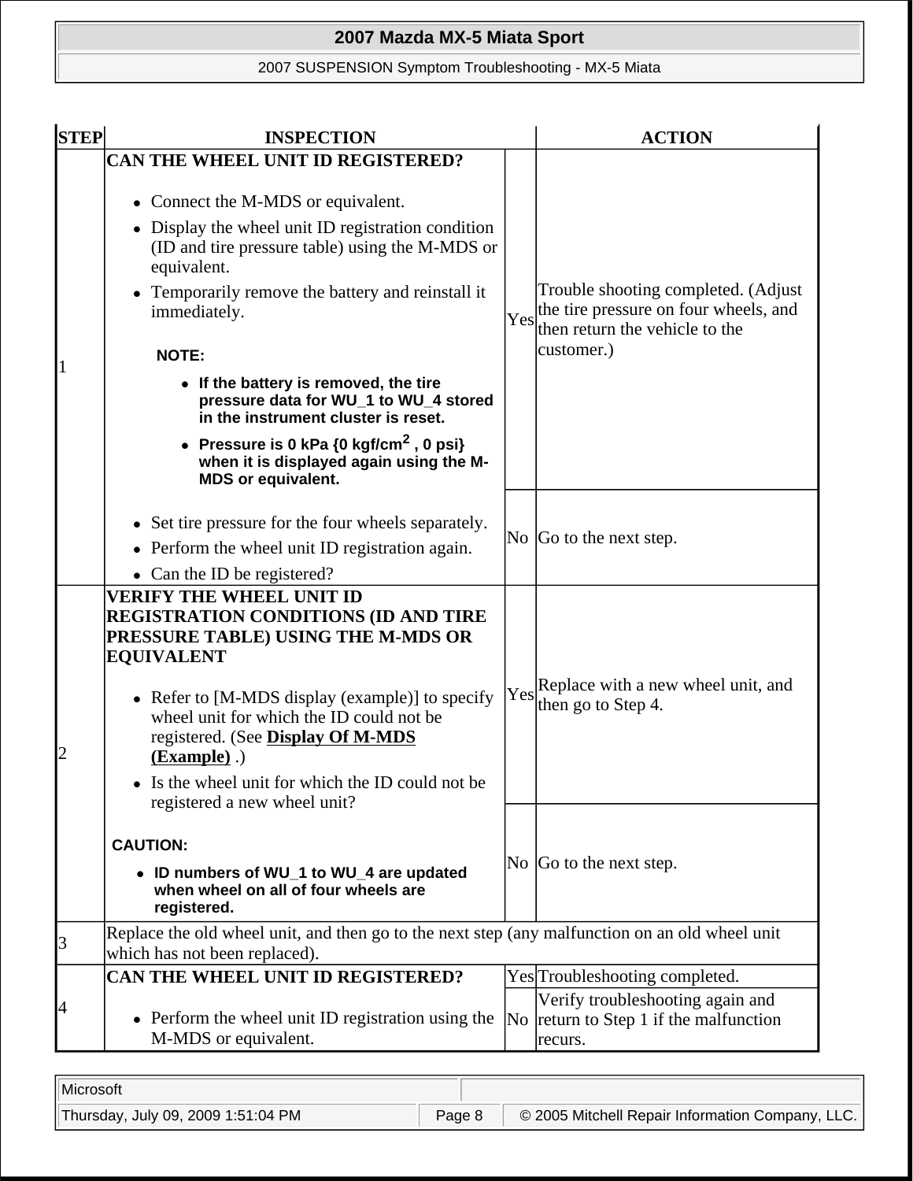| STEP | INSPECTION | | ACTION |
|---|---|---|---|
| 1 | **CAN THE WHEEL UNIT ID REGISTERED?**<br><br>• Connect the M-MDS or equivalent.<br>• Display the wheel unit ID registration condition (ID and tire pressure table) using the M-MDS or equivalent.<br>• Temporarily remove the battery and reinstall it immediately.<br><br>**NOTE:**<br>• **If the battery is removed, the tire pressure data for WU_1 to WU_4 stored in the instrument cluster is reset.**<br>• **Pressure is 0 kPa {0 kgf/cm$^2$ , 0 psi} when it is displayed again using the M-MDS or equivalent.**<br><br>• Set tire pressure for the four wheels separately.<br>• Perform the wheel unit ID registration again.<br>• Can the ID be registered? | Yes | Trouble shooting completed. (Adjust the tire pressure on four wheels, and then return the vehicle to the customer.) |
| | | No | Go to the next step. |
| 2 | **VERIFY THE WHEEL UNIT ID REGISTRATION CONDITIONS (ID AND TIRE PRESSURE TABLE) USING THE M-MDS OR EQUIVALENT**<br><br>• Refer to [M-MDS display (example)] to specify wheel unit for which the ID could not be registered. (See **Display Of M-MDS (Example)** .)<br>• Is the wheel unit for which the ID could not be registered a new wheel unit?<br><br>**CAUTION:**<br>• **ID numbers of WU_1 to WU_4 are updated when wheel on all of four wheels are registered.** | Yes | Replace with a new wheel unit, and then go to Step 4. |
| | | No | Go to the next step. |
| 3 | Replace the old wheel unit, and then go to the next step (any malfunction on an old wheel unit which has not been replaced). | | |
| 4 | **CAN THE WHEEL UNIT ID REGISTERED?**<br><br>• Perform the wheel unit ID registration using the M-MDS or equivalent. | Yes | Troubleshooting completed. |
| | | No | Verify troubleshooting again and return to Step 1 if the malfunction recurs. |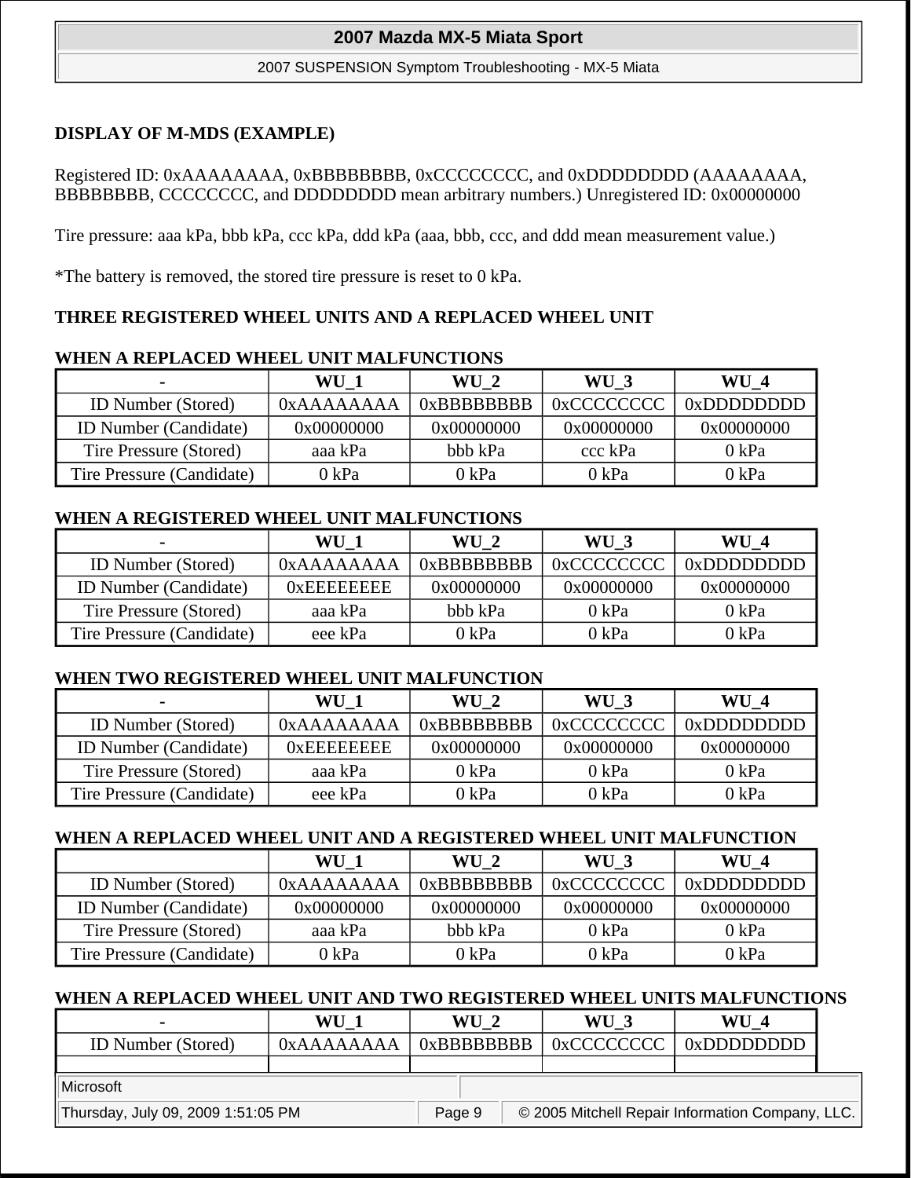**DISPLAY OF M-MDS (EXAMPLE)**

Registered ID: 0xAAAAAAAA, 0xBBBBBBBB, 0xCCCCCCCC, and 0xDDDDDDDD (AAAAAAAA, BBBBBBBB, CCCCCCCC, and DDDDDDDD mean arbitrary numbers.) Unregistered ID: 0x00000000

Tire pressure: aaa kPa, bbb kPa, ccc kPa, ddd kPa (aaa, bbb, ccc, and ddd mean measurement value.)

*The battery is removed, the stored tire pressure is reset to 0 kPa.

**THREE REGISTERED WHEEL UNITS AND A REPLACED WHEEL UNIT**

**WHEN A REPLACED WHEEL UNIT MALFUNCTIONS**

| - | WU_1 | WU_2 | WU_3 | WU_4 |
|---|---|---|---|---|
| ID Number (Stored) | 0xAAAAAAAA | 0xBBBBBBBB | 0xCCCCCCCC | 0xDDDDDDDD |
| ID Number (Candidate) | 0x00000000 | 0x00000000 | 0x00000000 | 0x00000000 |
| Tire Pressure (Stored) | aaa kPa | bbb kPa | ccc kPa | 0 kPa |
| Tire Pressure (Candidate) | 0 kPa | 0 kPa | 0 kPa | 0 kPa |

**WHEN A REGISTERED WHEEL UNIT MALFUNCTIONS**

| - | WU_1 | WU_2 | WU_3 | WU_4 |
|---|---|---|---|---|
| ID Number (Stored) | 0xAAAAAAAA | 0xBBBBBBBB | 0xCCCCCCCC | 0xDDDDDDDD |
| ID Number (Candidate) | 0xEEEEEEEE | 0x00000000 | 0x00000000 | 0x00000000 |
| Tire Pressure (Stored) | aaa kPa | bbb kPa | 0 kPa | 0 kPa |
| Tire Pressure (Candidate) | eee kPa | 0 kPa | 0 kPa | 0 kPa |

**WHEN TWO REGISTERED WHEEL UNIT MALFUNCTION**

| - | WU_1 | WU_2 | WU_3 | WU_4 |
|---|---|---|---|---|
| ID Number (Stored) | 0xAAAAAAAA | 0xBBBBBBBB | 0xCCCCCCCC | 0xDDDDDDDD |
| ID Number (Candidate) | 0xEEEEEEEE | 0x00000000 | 0x00000000 | 0x00000000 |
| Tire Pressure (Stored) | aaa kPa | 0 kPa | 0 kPa | 0 kPa |
| Tire Pressure (Candidate) | eee kPa | 0 kPa | 0 kPa | 0 kPa |

**WHEN A REPLACED WHEEL UNIT AND A REGISTERED WHEEL UNIT MALFUNCTION**

| | WU_1 | WU_2 | WU_3 | WU_4 |
|---|---|---|---|---|
| ID Number (Stored) | 0xAAAAAAAA | 0xBBBBBBBB | 0xCCCCCCCC | 0xDDDDDDDD |
| ID Number (Candidate) | 0x00000000 | 0x00000000 | 0x00000000 | 0x00000000 |
| Tire Pressure (Stored) | aaa kPa | bbb kPa | 0 kPa | 0 kPa |
| Tire Pressure (Candidate) | 0 kPa | 0 kPa | 0 kPa | 0 kPa |

**WHEN A REPLACED WHEEL UNIT AND TWO REGISTERED WHEEL UNITS MALFUNCTIONS**

| - | WU_1 | WU_2 | WU_3 | WU_4 |
|---|---|---|---|---|
| ID Number (Stored) | 0xAAAAAAAA | 0xBBBBBBBB | 0xCCCCCCCC | 0xDDDDDDDD |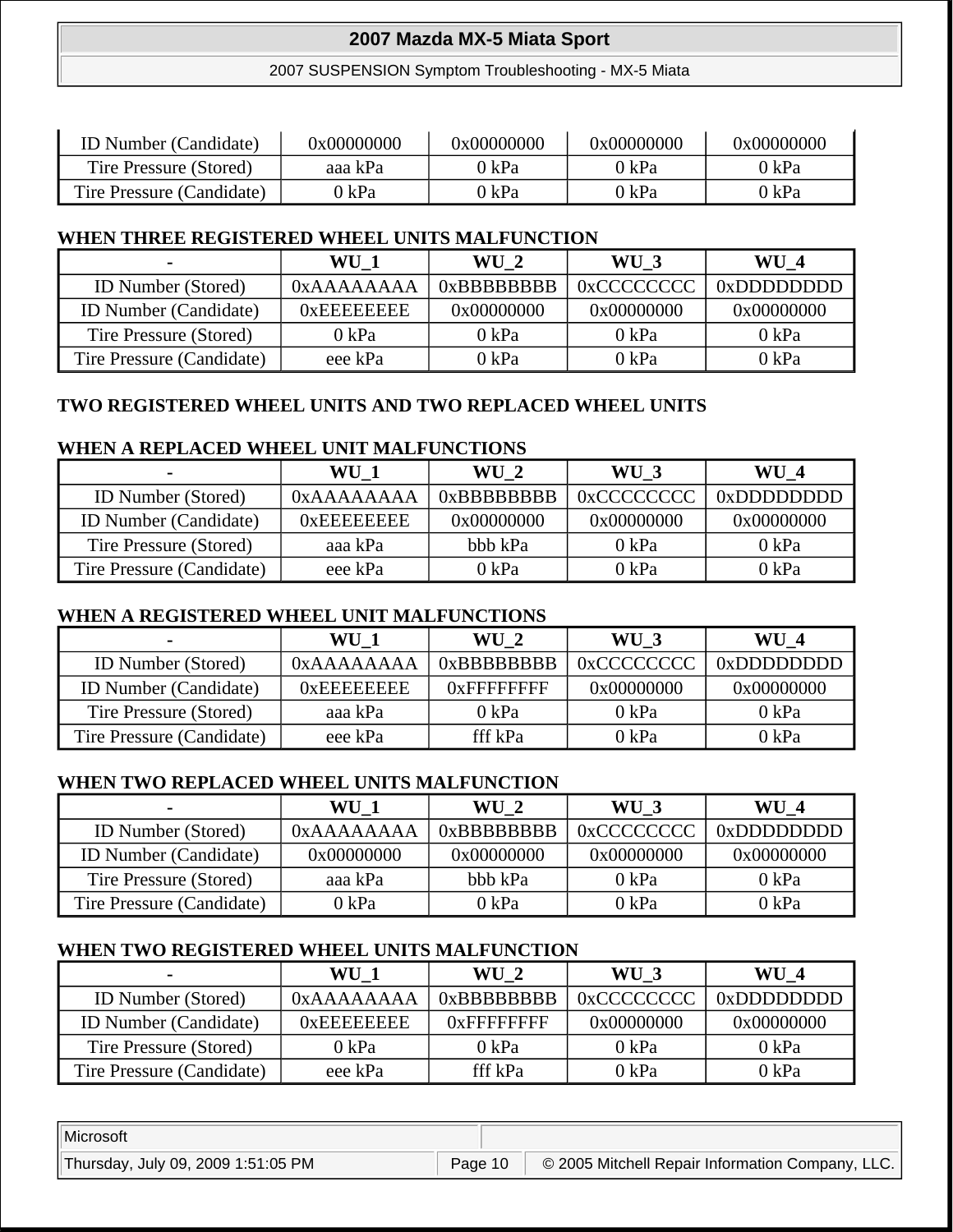| ID Number (Candidate) | 0x00000000 | 0x00000000 | 0x00000000 | 0x00000000 |
| --- | --- | --- | --- | --- |
| Tire Pressure (Stored) | aaa kPa | 0 kPa | 0 kPa | 0 kPa |
| Tire Pressure (Candidate) | 0 kPa | 0 kPa | 0 kPa | 0 kPa |

**WHEN THREE REGISTERED WHEEL UNITS MALFUNCTION**

| - | WU_1 | WU_2 | WU_3 | WU_4 |
| --- | --- | --- | --- | --- |
| ID Number (Stored) | 0xAAAAAAAA | 0xBBBBBBBB | 0xCCCCCCCC | 0xDDDDDDDD |
| ID Number (Candidate) | 0xEEEEEEEE | 0x00000000 | 0x00000000 | 0x00000000 |
| Tire Pressure (Stored) | 0 kPa | 0 kPa | 0 kPa | 0 kPa |
| Tire Pressure (Candidate) | eee kPa | 0 kPa | 0 kPa | 0 kPa |

**TWO REGISTERED WHEEL UNITS AND TWO REPLACED WHEEL UNITS**

**WHEN A REPLACED WHEEL UNIT MALFUNCTIONS**

| - | WU_1 | WU_2 | WU_3 | WU_4 |
| --- | --- | --- | --- | --- |
| ID Number (Stored) | 0xAAAAAAAA | 0xBBBBBBBB | 0xCCCCCCCC | 0xDDDDDDDD |
| ID Number (Candidate) | 0xEEEEEEEE | 0x00000000 | 0x00000000 | 0x00000000 |
| Tire Pressure (Stored) | aaa kPa | bbb kPa | 0 kPa | 0 kPa |
| Tire Pressure (Candidate) | eee kPa | 0 kPa | 0 kPa | 0 kPa |

**WHEN A REGISTERED WHEEL UNIT MALFUNCTIONS**

| - | WU_1 | WU_2 | WU_3 | WU_4 |
| --- | --- | --- | --- | --- |
| ID Number (Stored) | 0xAAAAAAAA | 0xBBBBBBBB | 0xCCCCCCCC | 0xDDDDDDDD |
| ID Number (Candidate) | 0xEEEEEEEE | 0xFFFFFFFF | 0x00000000 | 0x00000000 |
| Tire Pressure (Stored) | aaa kPa | 0 kPa | 0 kPa | 0 kPa |
| Tire Pressure (Candidate) | eee kPa | fff kPa | 0 kPa | 0 kPa |

**WHEN TWO REPLACED WHEEL UNITS MALFUNCTION**

| - | WU_1 | WU_2 | WU_3 | WU_4 |
| --- | --- | --- | --- | --- |
| ID Number (Stored) | 0xAAAAAAAA | 0xBBBBBBBB | 0xCCCCCCCC | 0xDDDDDDDD |
| ID Number (Candidate) | 0x00000000 | 0x00000000 | 0x00000000 | 0x00000000 |
| Tire Pressure (Stored) | aaa kPa | bbb kPa | 0 kPa | 0 kPa |
| Tire Pressure (Candidate) | 0 kPa | 0 kPa | 0 kPa | 0 kPa |

**WHEN TWO REGISTERED WHEEL UNITS MALFUNCTION**

| - | WU_1 | WU_2 | WU_3 | WU_4 |
| --- | --- | --- | --- | --- |
| ID Number (Stored) | 0xAAAAAAAA | 0xBBBBBBBB | 0xCCCCCCCC | 0xDDDDDDDD |
| ID Number (Candidate) | 0xEEEEEEEE | 0xFFFFFFFF | 0x00000000 | 0x00000000 |
| Tire Pressure (Stored) | 0 kPa | 0 kPa | 0 kPa | 0 kPa |
| Tire Pressure (Candidate) | eee kPa | fff kPa | 0 kPa | 0 kPa |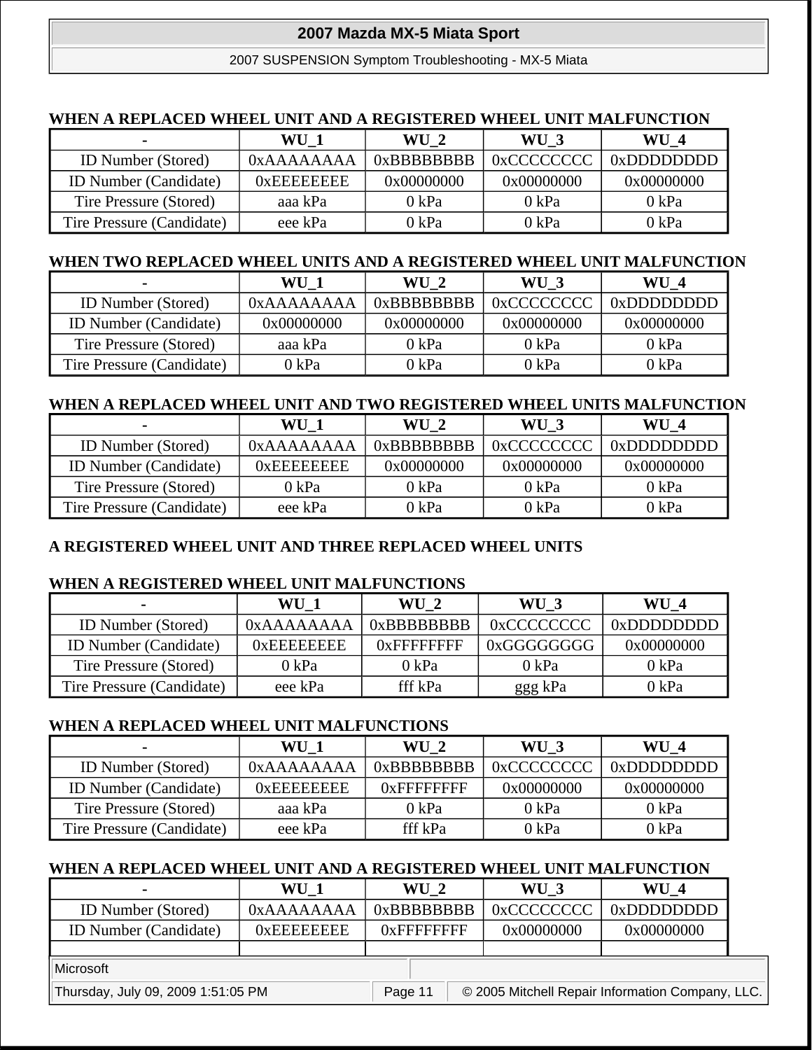**WHEN A REPLACED WHEEL UNIT AND A REGISTERED WHEEL UNIT MALFUNCTION**

| - | WU_1 | WU_2 | WU_3 | WU_4 |
|---|---|---|---|---|
| ID Number (Stored) | 0xAAAAAAAA | 0xBBBBBBBB | 0xCCCCCCCC | 0xDDDDDDDD |
| ID Number (Candidate) | 0xEEEEEEEE | 0x00000000 | 0x00000000 | 0x00000000 |
| Tire Pressure (Stored) | aaa kPa | 0 kPa | 0 kPa | 0 kPa |
| Tire Pressure (Candidate) | eee kPa | 0 kPa | 0 kPa | 0 kPa |

**WHEN TWO REPLACED WHEEL UNITS AND A REGISTERED WHEEL UNIT MALFUNCTION**

| - | WU_1 | WU_2 | WU_3 | WU_4 |
|---|---|---|---|---|
| ID Number (Stored) | 0xAAAAAAAA | 0xBBBBBBBB | 0xCCCCCCCC | 0xDDDDDDDD |
| ID Number (Candidate) | 0x00000000 | 0x00000000 | 0x00000000 | 0x00000000 |
| Tire Pressure (Stored) | aaa kPa | 0 kPa | 0 kPa | 0 kPa |
| Tire Pressure (Candidate) | 0 kPa | 0 kPa | 0 kPa | 0 kPa |

**WHEN A REPLACED WHEEL UNIT AND TWO REGISTERED WHEEL UNITS MALFUNCTION**

| - | WU_1 | WU_2 | WU_3 | WU_4 |
|---|---|---|---|---|
| ID Number (Stored) | 0xAAAAAAAA | 0xBBBBBBBB | 0xCCCCCCCC | 0xDDDDDDDD |
| ID Number (Candidate) | 0xEEEEEEEE | 0x00000000 | 0x00000000 | 0x00000000 |
| Tire Pressure (Stored) | 0 kPa | 0 kPa | 0 kPa | 0 kPa |
| Tire Pressure (Candidate) | eee kPa | 0 kPa | 0 kPa | 0 kPa |

**A REGISTERED WHEEL UNIT AND THREE REPLACED WHEEL UNITS**

**WHEN A REGISTERED WHEEL UNIT MALFUNCTIONS**

| - | WU_1 | WU_2 | WU_3 | WU_4 |
|---|---|---|---|---|
| ID Number (Stored) | 0xAAAAAAAA | 0xBBBBBBBB | 0xCCCCCCCC | 0xDDDDDDDD |
| ID Number (Candidate) | 0xEEEEEEEE | 0xFFFFFFFF | 0xGGGGGGGG | 0x00000000 |
| Tire Pressure (Stored) | 0 kPa | 0 kPa | 0 kPa | 0 kPa |
| Tire Pressure (Candidate) | eee kPa | fff kPa | ggg kPa | 0 kPa |

**WHEN A REPLACED WHEEL UNIT MALFUNCTIONS**

| - | WU_1 | WU_2 | WU_3 | WU_4 |
|---|---|---|---|---|
| ID Number (Stored) | 0xAAAAAAAA | 0xBBBBBBBB | 0xCCCCCCCC | 0xDDDDDDDD |
| ID Number (Candidate) | 0xEEEEEEEE | 0xFFFFFFFF | 0x00000000 | 0x00000000 |
| Tire Pressure (Stored) | aaa kPa | 0 kPa | 0 kPa | 0 kPa |
| Tire Pressure (Candidate) | eee kPa | fff kPa | 0 kPa | 0 kPa |

**WHEN A REPLACED WHEEL UNIT AND A REGISTERED WHEEL UNIT MALFUNCTION**

| - | WU_1 | WU_2 | WU_3 | WU_4 |
|---|---|---|---|---|
| ID Number (Stored) | 0xAAAAAAAA | 0xBBBBBBBB | 0xCCCCCCCC | 0xDDDDDDDD |
| ID Number (Candidate) | 0xEEEEEEEE | 0xFFFFFFFF | 0x00000000 | 0x00000000 |
| | | | | |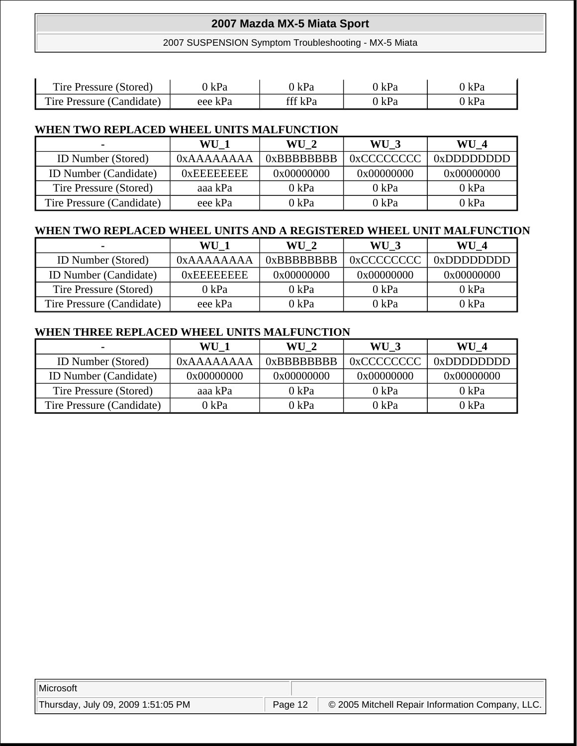| | | | | |
|---|---|---|---|---|
| Tire Pressure (Stored) | 0 kPa | 0 kPa | 0 kPa | 0 kPa |
| Tire Pressure (Candidate) | eee kPa | fff kPa | 0 kPa | 0 kPa |

**WHEN TWO REPLACED WHEEL UNITS MALFUNCTION**

| - | WU_1 | WU_2 | WU_3 | WU_4 |
|---|---|---|---|---|
| ID Number (Stored) | 0xAAAAAAAA | 0xBBBBBBBB | 0xCCCCCCCC | 0xDDDDDDDD |
| ID Number (Candidate) | 0xEEEEEEEE | 0x00000000 | 0x00000000 | 0x00000000 |
| Tire Pressure (Stored) | aaa kPa | 0 kPa | 0 kPa | 0 kPa |
| Tire Pressure (Candidate) | eee kPa | 0 kPa | 0 kPa | 0 kPa |

**WHEN TWO REPLACED WHEEL UNITS AND A REGISTERED WHEEL UNIT MALFUNCTION**

| - | WU_1 | WU_2 | WU_3 | WU_4 |
|---|---|---|---|---|
| ID Number (Stored) | 0xAAAAAAAA | 0xBBBBBBBB | 0xCCCCCCCC | 0xDDDDDDDD |
| ID Number (Candidate) | 0xEEEEEEEE | 0x00000000 | 0x00000000 | 0x00000000 |
| Tire Pressure (Stored) | 0 kPa | 0 kPa | 0 kPa | 0 kPa |
| Tire Pressure (Candidate) | eee kPa | 0 kPa | 0 kPa | 0 kPa |

**WHEN THREE REPLACED WHEEL UNITS MALFUNCTION**

| - | WU_1 | WU_2 | WU_3 | WU_4 |
|---|---|---|---|---|
| ID Number (Stored) | 0xAAAAAAAA | 0xBBBBBBBB | 0xCCCCCCCC | 0xDDDDDDDD |
| ID Number (Candidate) | 0x00000000 | 0x00000000 | 0x00000000 | 0x00000000 |
| Tire Pressure (Stored) | aaa kPa | 0 kPa | 0 kPa | 0 kPa |
| Tire Pressure (Candidate) | 0 kPa | 0 kPa | 0 kPa | 0 kPa |